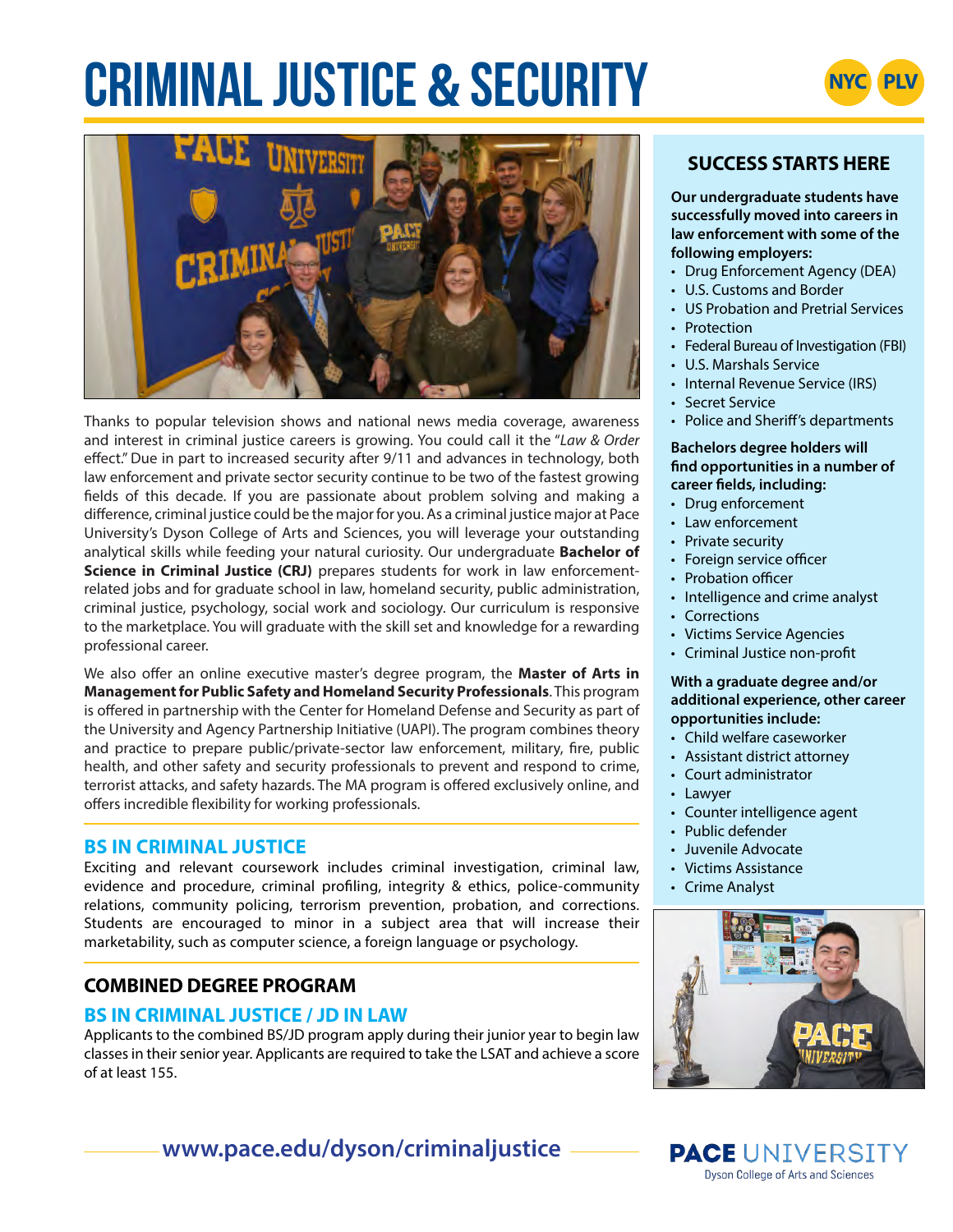# CRIMINAL JUSTICE & SECURITY

NYC PLV

Thanks to popular television shows and national news media coverage, awareness and interest in criminal justice careers is growing. You could call it the "*Law & Order* effect." Due in part to increased security after 9/11 and advances in technology, both law enforcement and private sector security continue to be two of the fastest growing fields of this decade. If you are passionate about problem solving and making a difference, criminal justice could be the major for you. As a criminal justice major at Pace University's Dyson College of Arts and Sciences, you will leverage your outstanding analytical skills while feeding your natural curiosity. Our undergraduate **Bachelor of Science in Criminal Justice (CRJ)** prepares students for work in law enforcement-related jobs and for graduate school in law, homeland security, public administration, criminal justice, psychology, social work and sociology. Our curriculum is responsive to the marketplace. You will graduate with the skill set and knowledge for a rewarding professional career.

We also offer an online executive master's degree program, the **Master of Arts in Management for Public Safety and Homeland Security Professionals**. This program is offered in partnership with the Center for Homeland Defense and Security as part of the University and Agency Partnership Initiative (UAPI). The program combines theory and practice to prepare public/private-sector law enforcement, military, fire, public health, and other safety and security professionals to prevent and respond to crime, terrorist attacks, and safety hazards. The MA program is offered exclusively online, and offers incredible flexibility for working professionals.

## BS IN CRIMINAL JUSTICE

Exciting and relevant coursework includes criminal investigation, criminal law, evidence and procedure, criminal profiling, integrity & ethics, police-community relations, community policing, terrorism prevention, probation, and corrections. Students are encouraged to minor in a subject area that will increase their marketability, such as computer science, a foreign language or psychology.

## COMBINED DEGREE PROGRAM

### BS IN CRIMINAL JUSTICE / JD IN LAW

Applicants to the combined BS/JD program apply during their junior year to begin law classes in their senior year. Applicants are required to take the LSAT and achieve a score of at least 155.

## SUCCESS STARTS HERE

**Our undergraduate students have successfully moved into careers in law enforcement with some of the following employers:**

- Drug Enforcement Agency (DEA)
- U.S. Customs and Border
- US Probation and Pretrial Services
- Protection
- Federal Bureau of Investigation (FBI)
- U.S. Marshals Service
- Internal Revenue Service (IRS)
- Secret Service
- Police and Sheriff's departments

**Bachelors degree holders will find opportunities in a number of career fields, including:**

- Drug enforcement
- Law enforcement
- Private security
- Foreign service officer
- Probation officer
- Intelligence and crime analyst
- Corrections
- Victims Service Agencies
- Criminal Justice non-profit

**With a graduate degree and/or additional experience, other career opportunities include:**

- Child welfare caseworker
- Assistant district attorney
- Court administrator
- Lawyer
- Counter intelligence agent
- Public defender
- Juvenile Advocate
- Victims Assistance
- Crime Analyst

**www.pace.edu/dyson/criminaljustice**

PACE UNIVERSITY
Dyson College of Arts and Sciences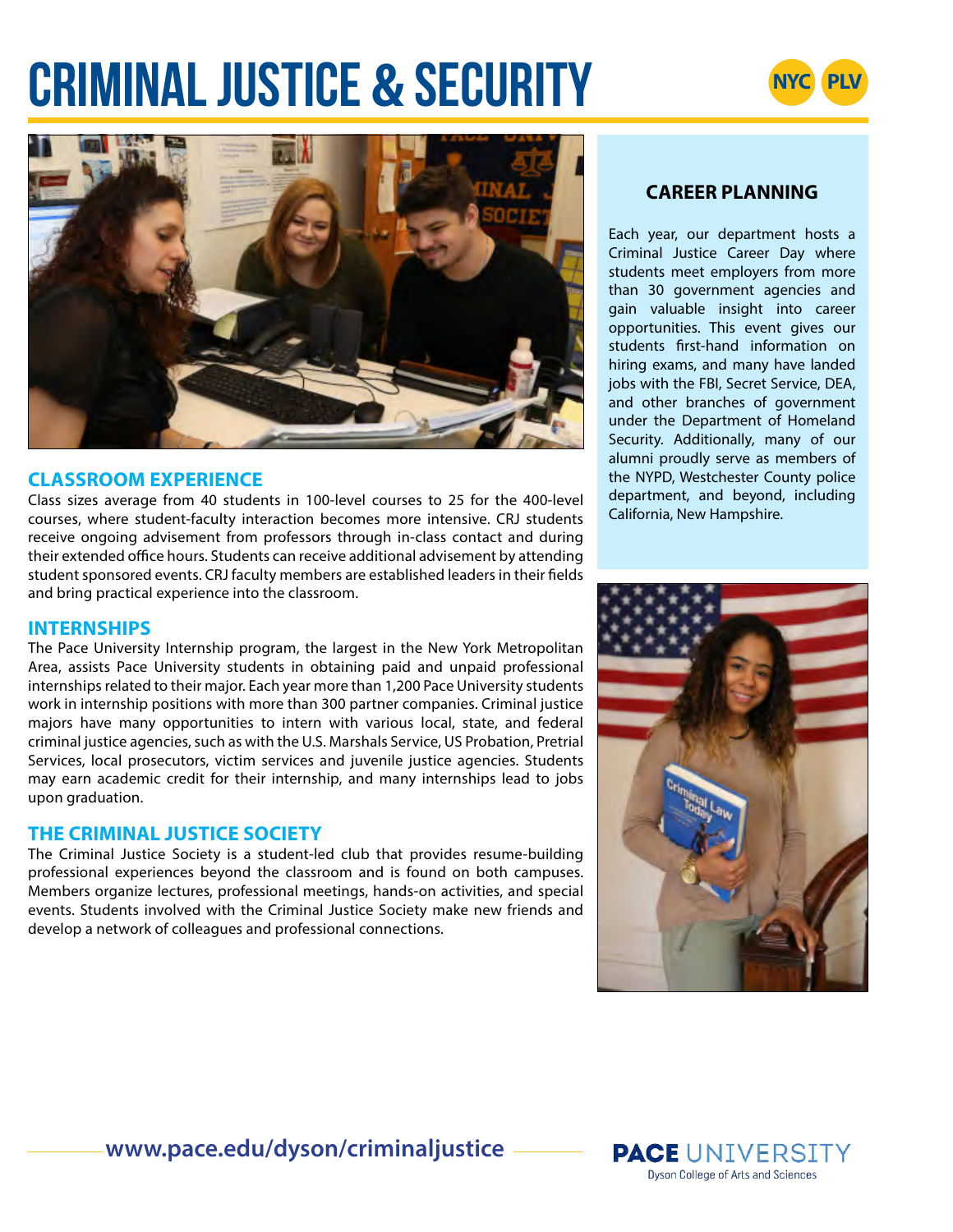# CRIMINAL JUSTICE & SECURITY

NYC PLV

## CLASSROOM EXPERIENCE

Class sizes average from 40 students in 100-level courses to 25 for the 400-level courses, where student-faculty interaction becomes more intensive. CRJ students receive ongoing advisement from professors through in-class contact and during their extended office hours. Students can receive additional advisement by attending student sponsored events. CRJ faculty members are established leaders in their fields and bring practical experience into the classroom.

## INTERNSHIPS

The Pace University Internship program, the largest in the New York Metropolitan Area, assists Pace University students in obtaining paid and unpaid professional internships related to their major. Each year more than 1,200 Pace University students work in internship positions with more than 300 partner companies. Criminal justice majors have many opportunities to intern with various local, state, and federal criminal justice agencies, such as with the U.S. Marshals Service, US Probation, Pretrial Services, local prosecutors, victim services and juvenile justice agencies. Students may earn academic credit for their internship, and many internships lead to jobs upon graduation.

## THE CRIMINAL JUSTICE SOCIETY

The Criminal Justice Society is a student-led club that provides resume-building professional experiences beyond the classroom and is found on both campuses. Members organize lectures, professional meetings, hands-on activities, and special events. Students involved with the Criminal Justice Society make new friends and develop a network of colleagues and professional connections.

## CAREER PLANNING

Each year, our department hosts a Criminal Justice Career Day where students meet employers from more than 30 government agencies and gain valuable insight into career opportunities. This event gives our students first-hand information on hiring exams, and many have landed jobs with the FBI, Secret Service, DEA, and other branches of government under the Department of Homeland Security. Additionally, many of our alumni proudly serve as members of the NYPD, Westchester County police department, and beyond, including California, New Hampshire.

www.pace.edu/dyson/criminaljustice

PACE UNIVERSITY
Dyson College of Arts and Sciences